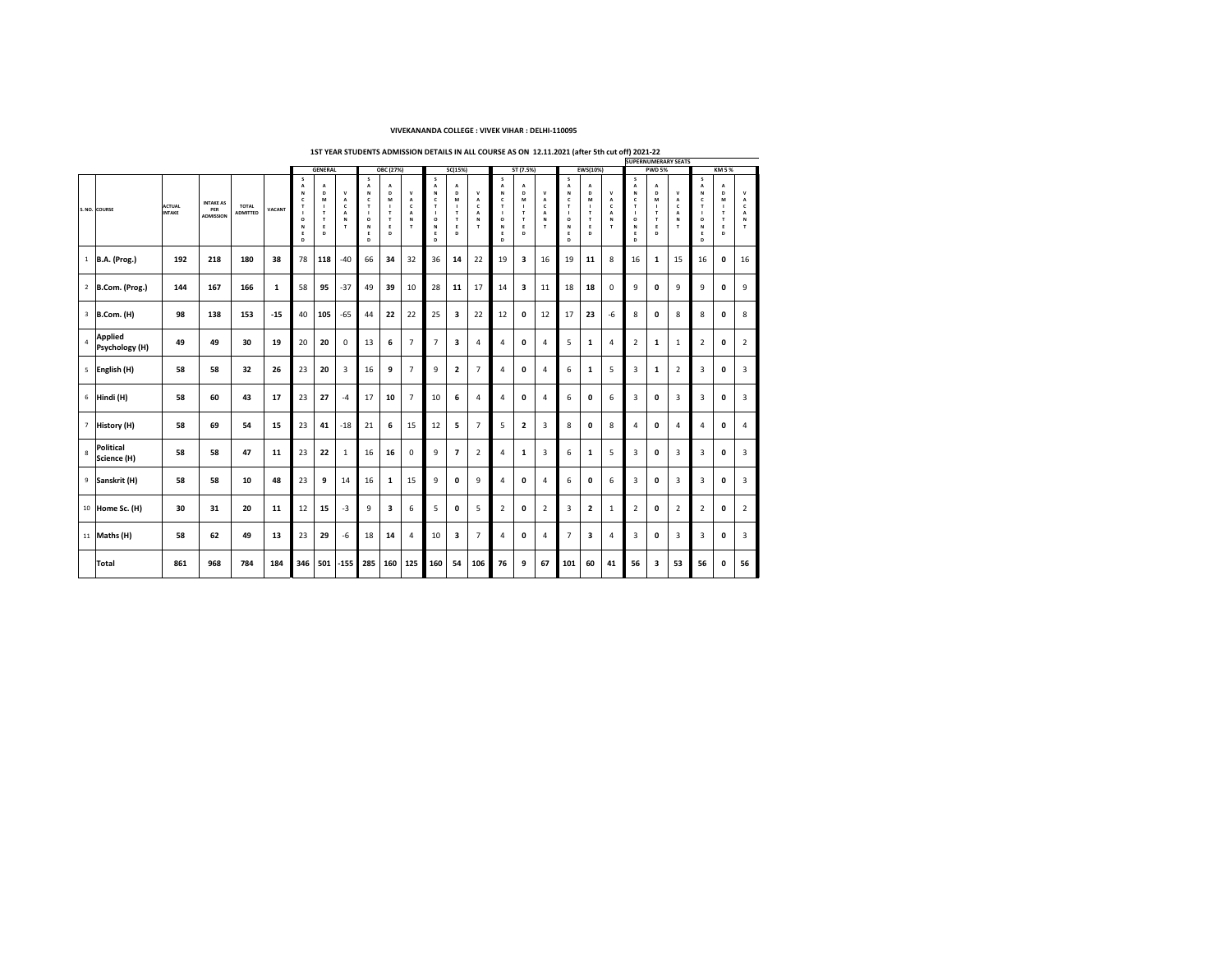**VIVEKANANDA COLLEGE : VIVEK VIHAR : DELHI-110095**

**1ST YEAR STUDENTS ADMISSION DETAILS IN ALL COURSE AS ON 12.11.2021 (after 5th cut off) 2021-22**

| S. NO. | COURSE | ACTUAL INTAKE | INTAKE AS PER ADMISSION | TOTAL ADMITTED | VACANT | GENERAL | | | OBC (27%) | | | SC(15%) | | | ST (7.5%) | | | EWS(10%) | | | SUPERNUMERARY SEATS PWD 5% | | | KM 5 % | | |
|---|---|---|---|---|---|---|---|---|---|---|---|---|---|---|---|---|---|---|---|---|---|---|---|---|---|---|
| | | | | | | SANCTIONED | ADMITTED | VACANT | SANCTIONED | ADMITTED | VACANT | SANCTIONED | ADMITTED | VACANT | SANCTIONED | ADMITTED | VACANT | SANCTIONED | ADMITTED | VACANT | SANCTIONED | ADMITTED | VACANT | SANCTIONED | ADMITTED | VACANT |
| 1 | **B.A. (Prog.)** | **192** | **218** | **180** | **38** | 78 | **118** | -40 | 66 | **34** | 32 | 36 | **14** | 22 | 19 | **3** | 16 | 19 | **11** | 8 | 16 | **1** | 15 | 16 | **0** | 16 |
| 2 | **B.Com. (Prog.)** | **144** | **167** | **166** | **1** | 58 | **95** | -37 | 49 | **39** | 10 | 28 | **11** | 17 | 14 | **3** | 11 | 18 | **18** | 0 | 9 | **0** | 9 | 9 | **0** | 9 |
| 3 | **B.Com. (H)** | **98** | **138** | **153** | **-15** | 40 | **105** | -65 | 44 | **22** | 22 | 25 | **3** | 22 | 12 | **0** | 12 | 17 | **23** | -6 | 8 | **0** | 8 | 8 | **0** | 8 |
| 4 | **Applied Psychology (H)** | **49** | **49** | **30** | **19** | 20 | **20** | 0 | 13 | **6** | 7 | 7 | **3** | 4 | 4 | **0** | 4 | 5 | **1** | 4 | 2 | **1** | 1 | 2 | **0** | 2 |
| 5 | **English (H)** | **58** | **58** | **32** | **26** | 23 | **20** | 3 | 16 | **9** | 7 | 9 | **2** | 7 | 4 | **0** | 4 | 6 | **1** | 5 | 3 | **1** | 2 | 3 | **0** | 3 |
| 6 | **Hindi (H)** | **58** | **60** | **43** | **17** | 23 | **27** | -4 | 17 | **10** | 7 | 10 | **6** | 4 | 4 | **0** | 4 | 6 | **0** | 6 | 3 | **0** | 3 | 3 | **0** | 3 |
| 7 | **History (H)** | **58** | **69** | **54** | **15** | 23 | **41** | -18 | 21 | **6** | 15 | 12 | **5** | 7 | 5 | **2** | 3 | 8 | **0** | 8 | 4 | **0** | 4 | 4 | **0** | 4 |
| 8 | **Political Science (H)** | **58** | **58** | **47** | **11** | 23 | **22** | 1 | 16 | **16** | 0 | 9 | **7** | 2 | 4 | **1** | 3 | 6 | **1** | 5 | 3 | **0** | 3 | 3 | **0** | 3 |
| 9 | **Sanskrit (H)** | **58** | **58** | **10** | **48** | 23 | **9** | 14 | 16 | **1** | 15 | 9 | **0** | 9 | 4 | **0** | 4 | 6 | **0** | 6 | 3 | **0** | 3 | 3 | **0** | 3 |
| 10 | **Home Sc. (H)** | **30** | **31** | **20** | **11** | 12 | **15** | -3 | 9 | **3** | 6 | 5 | **0** | 5 | 2 | **0** | 2 | 3 | **2** | 1 | 2 | **0** | 2 | 2 | **0** | 2 |
| 11 | **Maths (H)** | **58** | **62** | **49** | **13** | 23 | **29** | -6 | 18 | **14** | 4 | 10 | **3** | 7 | 4 | **0** | 4 | 7 | **3** | 4 | 3 | **0** | 3 | 3 | **0** | 3 |
| | **Total** | **861** | **968** | **784** | **184** | **346** | **501** | **-155** | **285** | **160** | **125** | **160** | **54** | **106** | **76** | **9** | **67** | **101** | **60** | **41** | **56** | **3** | **53** | **56** | **0** | **56** |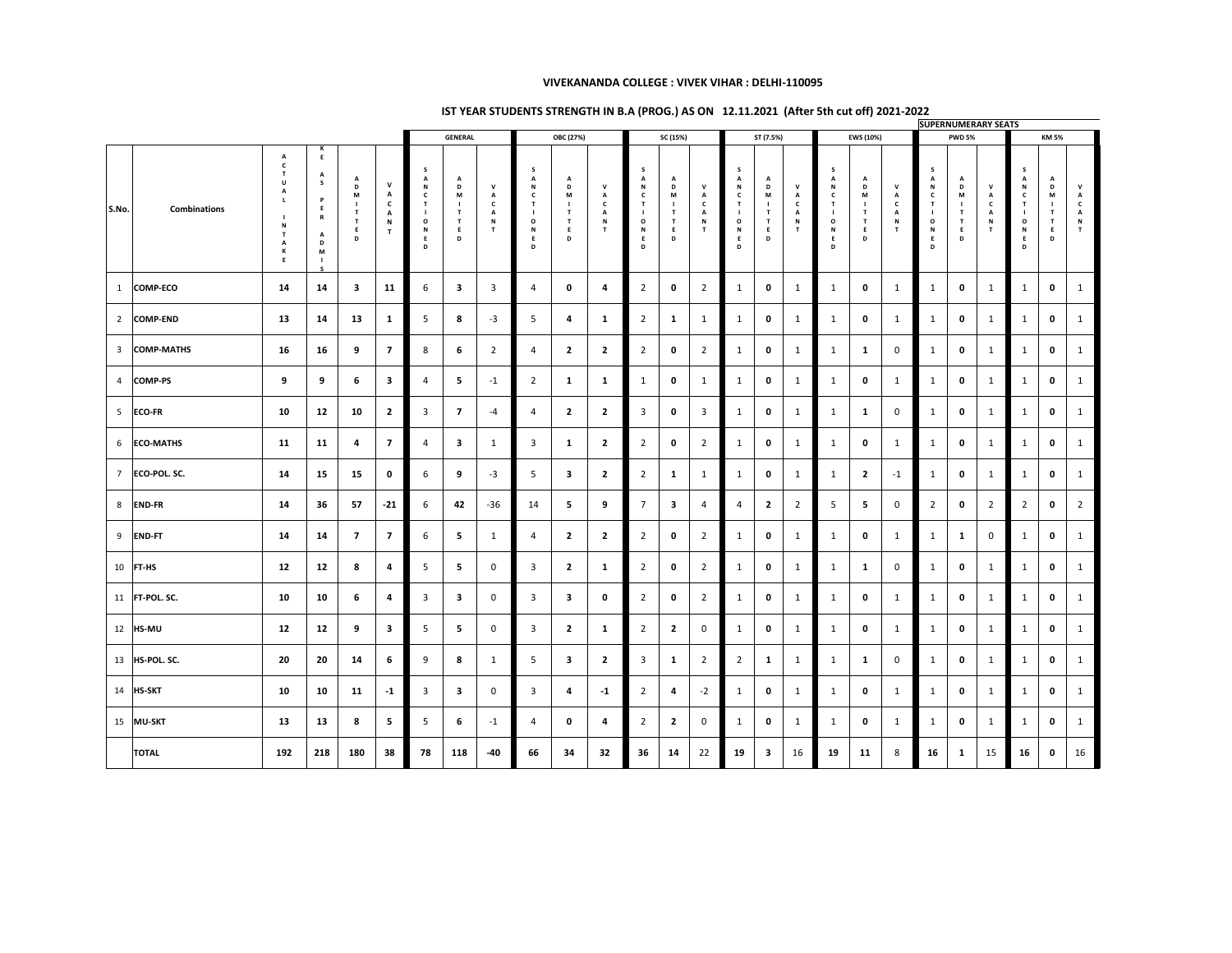VIVEKANANDA COLLEGE : VIVEK VIHAR : DELHI-110095

IST YEAR STUDENTS STRENGTH IN B.A (PROG.) AS ON 12.11.2021 (After 5th cut off) 2021-2022

| | | | | | | GENERAL | | | OBC (27%) | | | SC (15%) | | | ST (7.5%) | | | EWS (10%) | | | SUPERNUMERARY SEATS PWD 5% | | | KM 5% | | |
|---|---|---|---|---|---|---|---|---|---|---|---|---|---|---|---|---|---|---|---|---|---|---|---|---|---|---|
| S.No. | Combinations | ACTUAL INTAKE | KE AS PER ADMIS | ADMITTED | VACANT | SANCTIONED | ADMITTED | VACANT | SANCTIONED | ADMITTED | VACANT | SANCTIONED | ADMITTED | VACANT | SANCTIONED | ADMITTED | VACANT | SANCTIONED | ADMITTED | VACANT | SANCTIONED | ADMITTED | VACANT | SANCTIONED | ADMITTED | VACANT |
| 1 | COMP-ECO | 14 | 14 | 3 | 11 | 6 | 3 | 3 | 4 | 0 | 4 | 2 | 0 | 2 | 1 | 0 | 1 | 1 | 0 | 1 | 1 | 0 | 1 | 1 | 0 | 1 |
| 2 | COMP-END | 13 | 14 | 13 | 1 | 5 | 8 | -3 | 5 | 4 | 1 | 2 | 1 | 1 | 1 | 0 | 1 | 1 | 0 | 1 | 1 | 0 | 1 | 1 | 0 | 1 |
| 3 | COMP-MATHS | 16 | 16 | 9 | 7 | 8 | 6 | 2 | 4 | 2 | 2 | 2 | 0 | 2 | 1 | 0 | 1 | 1 | 1 | 0 | 1 | 0 | 1 | 1 | 0 | 1 |
| 4 | COMP-PS | 9 | 9 | 6 | 3 | 4 | 5 | -1 | 2 | 1 | 1 | 1 | 0 | 1 | 1 | 0 | 1 | 1 | 0 | 1 | 1 | 0 | 1 | 1 | 0 | 1 |
| 5 | ECO-FR | 10 | 12 | 10 | 2 | 3 | 7 | -4 | 4 | 2 | 2 | 3 | 0 | 3 | 1 | 0 | 1 | 1 | 1 | 0 | 1 | 0 | 1 | 1 | 0 | 1 |
| 6 | ECO-MATHS | 11 | 11 | 4 | 7 | 4 | 3 | 1 | 3 | 1 | 2 | 2 | 0 | 2 | 1 | 0 | 1 | 1 | 0 | 1 | 1 | 0 | 1 | 1 | 0 | 1 |
| 7 | ECO-POL. SC. | 14 | 15 | 15 | 0 | 6 | 9 | -3 | 5 | 3 | 2 | 2 | 1 | 1 | 1 | 0 | 1 | 1 | 2 | -1 | 1 | 0 | 1 | 1 | 0 | 1 |
| 8 | END-FR | 14 | 36 | 57 | -21 | 6 | 42 | -36 | 14 | 5 | 9 | 7 | 3 | 4 | 4 | 2 | 2 | 5 | 5 | 0 | 2 | 0 | 2 | 2 | 0 | 2 |
| 9 | END-FT | 14 | 14 | 7 | 7 | 6 | 5 | 1 | 4 | 2 | 2 | 2 | 0 | 2 | 1 | 0 | 1 | 1 | 0 | 1 | 1 | 1 | 0 | 1 | 0 | 1 |
| 10 | FT-HS | 12 | 12 | 8 | 4 | 5 | 5 | 0 | 3 | 2 | 1 | 2 | 0 | 2 | 1 | 0 | 1 | 1 | 1 | 0 | 1 | 0 | 1 | 1 | 0 | 1 |
| 11 | FT-POL. SC. | 10 | 10 | 6 | 4 | 3 | 3 | 0 | 3 | 3 | 0 | 2 | 0 | 2 | 1 | 0 | 1 | 1 | 0 | 1 | 1 | 0 | 1 | 1 | 0 | 1 |
| 12 | HS-MU | 12 | 12 | 9 | 3 | 5 | 5 | 0 | 3 | 2 | 1 | 2 | 2 | 0 | 1 | 0 | 1 | 1 | 0 | 1 | 1 | 0 | 1 | 1 | 0 | 1 |
| 13 | HS-POL. SC. | 20 | 20 | 14 | 6 | 9 | 8 | 1 | 5 | 3 | 2 | 3 | 1 | 2 | 2 | 1 | 1 | 1 | 1 | 0 | 1 | 0 | 1 | 1 | 0 | 1 |
| 14 | HS-SKT | 10 | 10 | 11 | -1 | 3 | 3 | 0 | 3 | 4 | -1 | 2 | 4 | -2 | 1 | 0 | 1 | 1 | 0 | 1 | 1 | 0 | 1 | 1 | 0 | 1 |
| 15 | MU-SKT | 13 | 13 | 8 | 5 | 5 | 6 | -1 | 4 | 0 | 4 | 2 | 2 | 0 | 1 | 0 | 1 | 1 | 0 | 1 | 1 | 0 | 1 | 1 | 0 | 1 |
| | TOTAL | 192 | 218 | 180 | 38 | 78 | 118 | -40 | 66 | 34 | 32 | 36 | 14 | 22 | 19 | 3 | 16 | 19 | 11 | 8 | 16 | 1 | 15 | 16 | 0 | 16 |